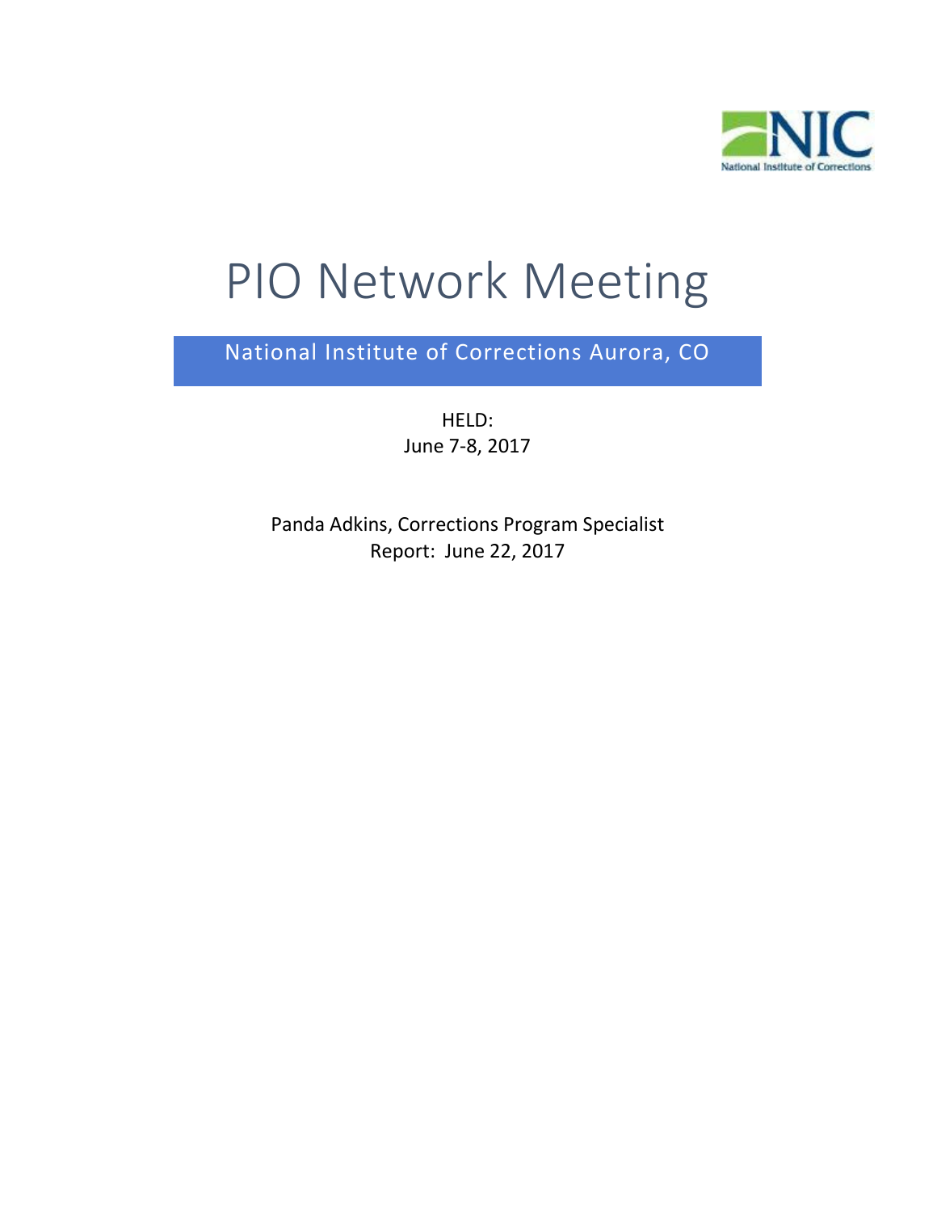# PIO Network Meeting

National Institute of Corrections Aurora, CO

HELD:
June 7-8, 2017

Panda Adkins, Corrections Program Specialist
Report: June 22, 2017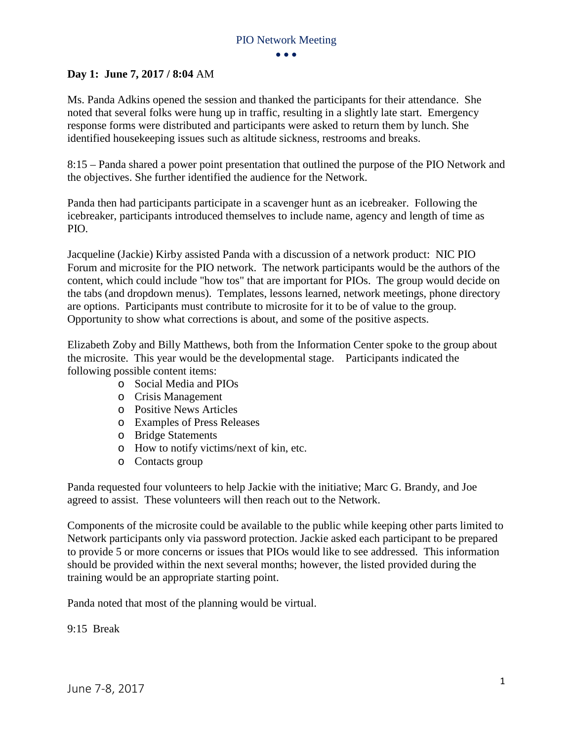**Day 1: June 7, 2017 / 8:04** AM

Ms. Panda Adkins opened the session and thanked the participants for their attendance. She noted that several folks were hung up in traffic, resulting in a slightly late start. Emergency response forms were distributed and participants were asked to return them by lunch. She identified housekeeping issues such as altitude sickness, restrooms and breaks.

8:15 – Panda shared a power point presentation that outlined the purpose of the PIO Network and the objectives. She further identified the audience for the Network.

Panda then had participants participate in a scavenger hunt as an icebreaker. Following the icebreaker, participants introduced themselves to include name, agency and length of time as PIO.

Jacqueline (Jackie) Kirby assisted Panda with a discussion of a network product: NIC PIO Forum and microsite for the PIO network. The network participants would be the authors of the content, which could include "how tos" that are important for PIOs. The group would decide on the tabs (and dropdown menus). Templates, lessons learned, network meetings, phone directory are options. Participants must contribute to microsite for it to be of value to the group. Opportunity to show what corrections is about, and some of the positive aspects.

Elizabeth Zoby and Billy Matthews, both from the Information Center spoke to the group about the microsite. This year would be the developmental stage. Participants indicated the following possible content items:

- Social Media and PIOs
- Crisis Management
- Positive News Articles
- Examples of Press Releases
- Bridge Statements
- How to notify victims/next of kin, etc.
- Contacts group

Panda requested four volunteers to help Jackie with the initiative; Marc G. Brandy, and Joe agreed to assist. These volunteers will then reach out to the Network.

Components of the microsite could be available to the public while keeping other parts limited to Network participants only via password protection. Jackie asked each participant to be prepared to provide 5 or more concerns or issues that PIOs would like to see addressed. This information should be provided within the next several months; however, the listed provided during the training would be an appropriate starting point.

Panda noted that most of the planning would be virtual.

9:15 Break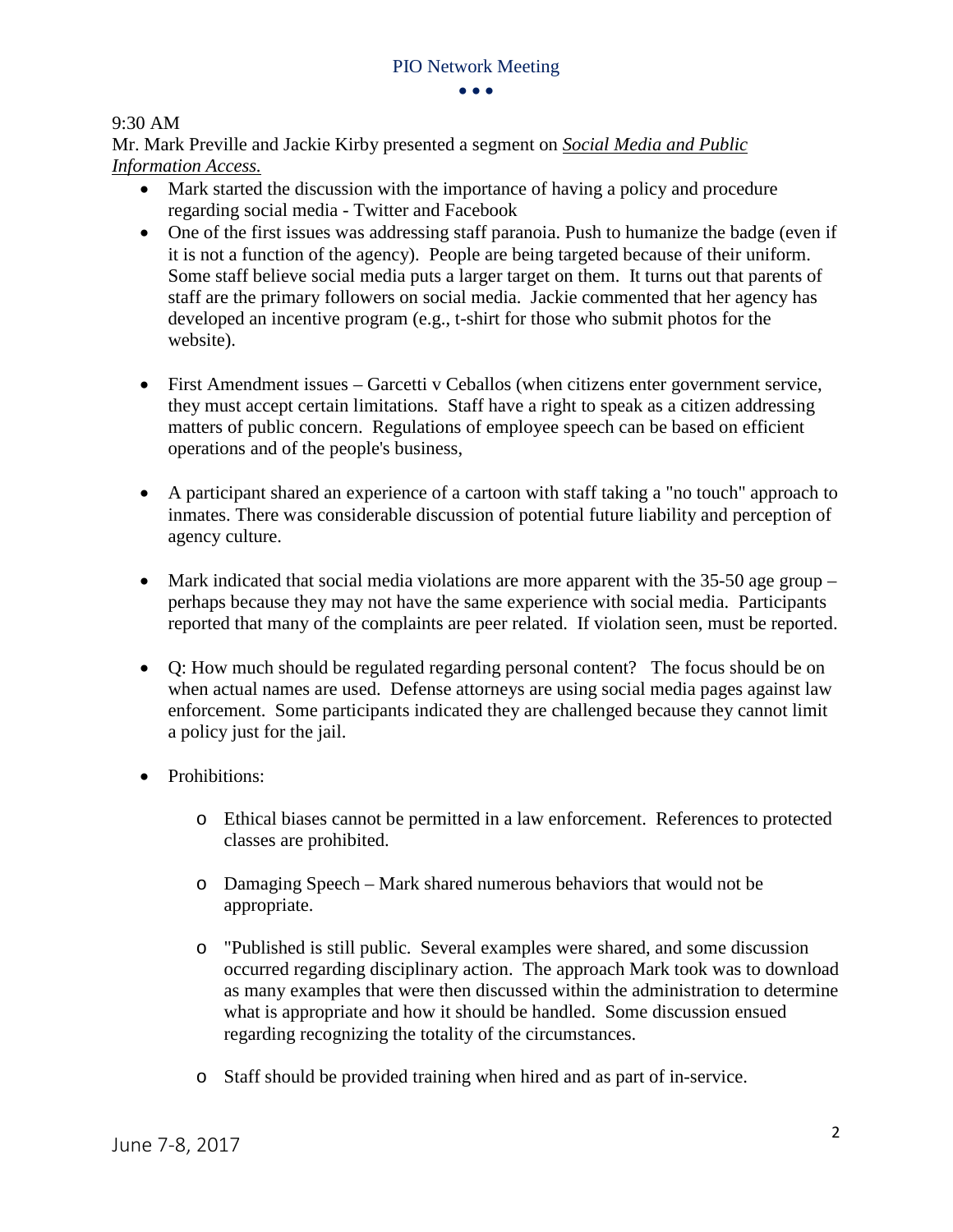9:30 AM

Mr. Mark Preville and Jackie Kirby presented a segment on ***Social Media and Public Information Access.***

- Mark started the discussion with the importance of having a policy and procedure regarding social media - Twitter and Facebook
- One of the first issues was addressing staff paranoia. Push to humanize the badge (even if it is not a function of the agency). People are being targeted because of their uniform. Some staff believe social media puts a larger target on them. It turns out that parents of staff are the primary followers on social media. Jackie commented that her agency has developed an incentive program (e.g., t-shirt for those who submit photos for the website).

- First Amendment issues – Garcetti v Ceballos (when citizens enter government service, they must accept certain limitations. Staff have a right to speak as a citizen addressing matters of public concern. Regulations of employee speech can be based on efficient operations and of the people's business,

- A participant shared an experience of a cartoon with staff taking a "no touch" approach to inmates. There was considerable discussion of potential future liability and perception of agency culture.

- Mark indicated that social media violations are more apparent with the 35-50 age group – perhaps because they may not have the same experience with social media. Participants reported that many of the complaints are peer related. If violation seen, must be reported.

- Q: How much should be regulated regarding personal content? The focus should be on when actual names are used. Defense attorneys are using social media pages against law enforcement. Some participants indicated they are challenged because they cannot limit a policy just for the jail.

- Prohibitions:

    - Ethical biases cannot be permitted in a law enforcement. References to protected classes are prohibited.

    - Damaging Speech – Mark shared numerous behaviors that would not be appropriate.

    - "Published is still public. Several examples were shared, and some discussion occurred regarding disciplinary action. The approach Mark took was to download as many examples that were then discussed within the administration to determine what is appropriate and how it should be handled. Some discussion ensued regarding recognizing the totality of the circumstances.

    - Staff should be provided training when hired and as part of in-service.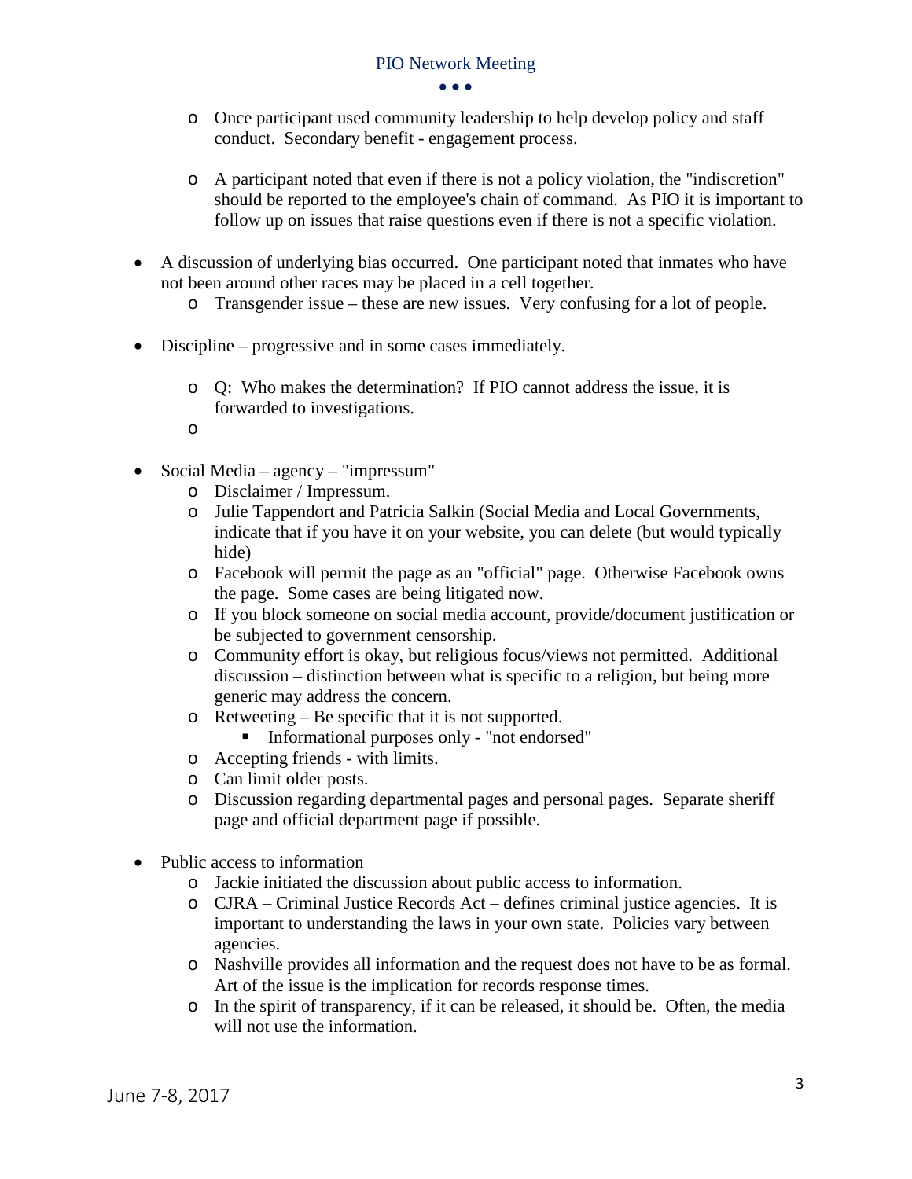- Once participant used community leadership to help develop policy and staff conduct. Secondary benefit - engagement process.

- A participant noted that even if there is not a policy violation, the "indiscretion" should be reported to the employee's chain of command. As PIO it is important to follow up on issues that raise questions even if there is not a specific violation.

- A discussion of underlying bias occurred. One participant noted that inmates who have not been around other races may be placed in a cell together.
  - Transgender issue – these are new issues. Very confusing for a lot of people.

- Discipline – progressive and in some cases immediately.

  - Q: Who makes the determination? If PIO cannot address the issue, it is forwarded to investigations.

  - 

- Social Media – agency – "impressum"
  - Disclaimer / Impressum.
  - Julie Tappendort and Patricia Salkin (Social Media and Local Governments, indicate that if you have it on your website, you can delete (but would typically hide)
  - Facebook will permit the page as an "official" page. Otherwise Facebook owns the page. Some cases are being litigated now.
  - If you block someone on social media account, provide/document justification or be subjected to government censorship.
  - Community effort is okay, but religious focus/views not permitted. Additional discussion – distinction between what is specific to a religion, but being more generic may address the concern.
  - Retweeting – Be specific that it is not supported.
    - Informational purposes only - "not endorsed"
  - Accepting friends - with limits.
  - Can limit older posts.
  - Discussion regarding departmental pages and personal pages. Separate sheriff page and official department page if possible.

- Public access to information
  - Jackie initiated the discussion about public access to information.
  - CJRA – Criminal Justice Records Act – defines criminal justice agencies. It is important to understanding the laws in your own state. Policies vary between agencies.
  - Nashville provides all information and the request does not have to be as formal. Art of the issue is the implication for records response times.
  - In the spirit of transparency, if it can be released, it should be. Often, the media will not use the information.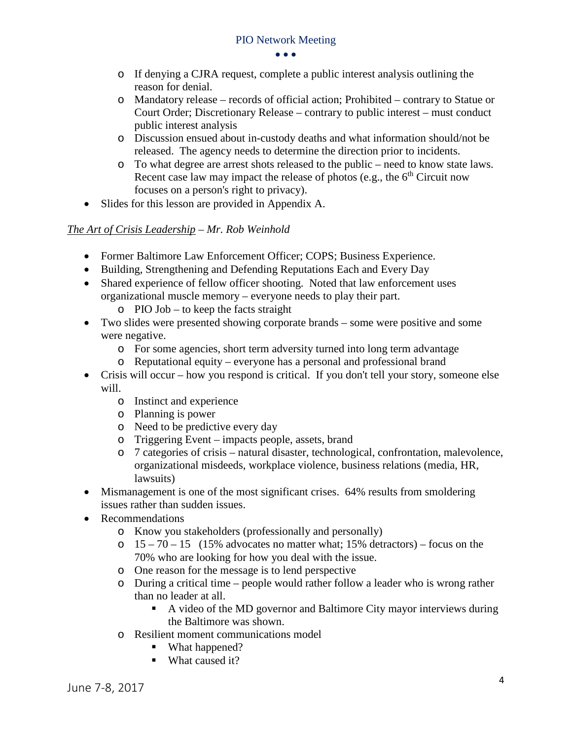- If denying a CJRA request, complete a public interest analysis outlining the reason for denial.
- Mandatory release – records of official action; Prohibited – contrary to Statue or Court Order; Discretionary Release – contrary to public interest – must conduct public interest analysis
- Discussion ensued about in-custody deaths and what information should/not be released. The agency needs to determine the direction prior to incidents.
- To what degree are arrest shots released to the public – need to know state laws. Recent case law may impact the release of photos (e.g., the 6th Circuit now focuses on a person's right to privacy).

- Slides for this lesson are provided in Appendix A.

*<u>The Art of Crisis Leadership</u> – Mr. Rob Weinhold*

- Former Baltimore Law Enforcement Officer; COPS; Business Experience.
- Building, Strengthening and Defending Reputations Each and Every Day
- Shared experience of fellow officer shooting. Noted that law enforcement uses organizational muscle memory – everyone needs to play their part.
  - PIO Job – to keep the facts straight
- Two slides were presented showing corporate brands – some were positive and some were negative.
  - For some agencies, short term adversity turned into long term advantage
  - Reputational equity – everyone has a personal and professional brand
- Crisis will occur – how you respond is critical. If you don't tell your story, someone else will.
  - Instinct and experience
  - Planning is power
  - Need to be predictive every day
  - Triggering Event – impacts people, assets, brand
  - 7 categories of crisis – natural disaster, technological, confrontation, malevolence, organizational misdeeds, workplace violence, business relations (media, HR, lawsuits)
- Mismanagement is one of the most significant crises. 64% results from smoldering issues rather than sudden issues.
- Recommendations
  - Know you stakeholders (professionally and personally)
  - 15 – 70 – 15 (15% advocates no matter what; 15% detractors) – focus on the 70% who are looking for how you deal with the issue.
  - One reason for the message is to lend perspective
  - During a critical time – people would rather follow a leader who is wrong rather than no leader at all.
    - A video of the MD governor and Baltimore City mayor interviews during the Baltimore was shown.
  - Resilient moment communications model
    - What happened?
    - What caused it?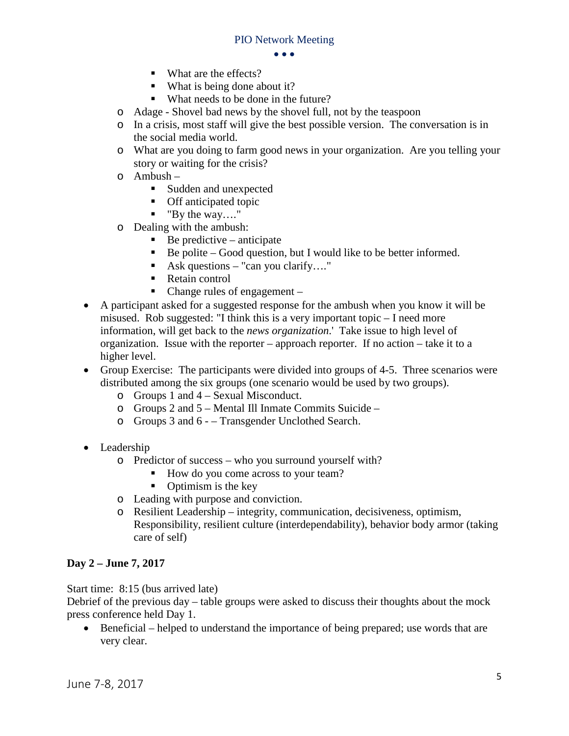- What are the effects?
    - What is being done about it?
    - What needs to be done in the future?
  - Adage - Shovel bad news by the shovel full, not by the teaspoon
  - In a crisis, most staff will give the best possible version. The conversation is in the social media world.
  - What are you doing to farm good news in your organization. Are you telling your story or waiting for the crisis?
  - Ambush –
    - Sudden and unexpected
    - Off anticipated topic
    - "By the way…."
  - Dealing with the ambush:
    - Be predictive – anticipate
    - Be polite – Good question, but I would like to be better informed.
    - Ask questions – "can you clarify…."
    - Retain control
    - Change rules of engagement –
- A participant asked for a suggested response for the ambush when you know it will be misused. Rob suggested: "I think this is a very important topic – I need more information, will get back to the *news organization*.' Take issue to high level of organization. Issue with the reporter – approach reporter. If no action – take it to a higher level.
- Group Exercise: The participants were divided into groups of 4-5. Three scenarios were distributed among the six groups (one scenario would be used by two groups).
  - Groups 1 and 4 – Sexual Misconduct.
  - Groups 2 and 5 – Mental Ill Inmate Commits Suicide –
  - Groups 3 and 6 - – Transgender Unclothed Search.

- Leadership
  - Predictor of success – who you surround yourself with?
    - How do you come across to your team?
    - Optimism is the key
  - Leading with purpose and conviction.
  - Resilient Leadership – integrity, communication, decisiveness, optimism, Responsibility, resilient culture (interdependability), behavior body armor (taking care of self)

**Day 2 – June 7, 2017**

Start time: 8:15 (bus arrived late)
Debrief of the previous day – table groups were asked to discuss their thoughts about the mock press conference held Day 1.

- Beneficial – helped to understand the importance of being prepared; use words that are very clear.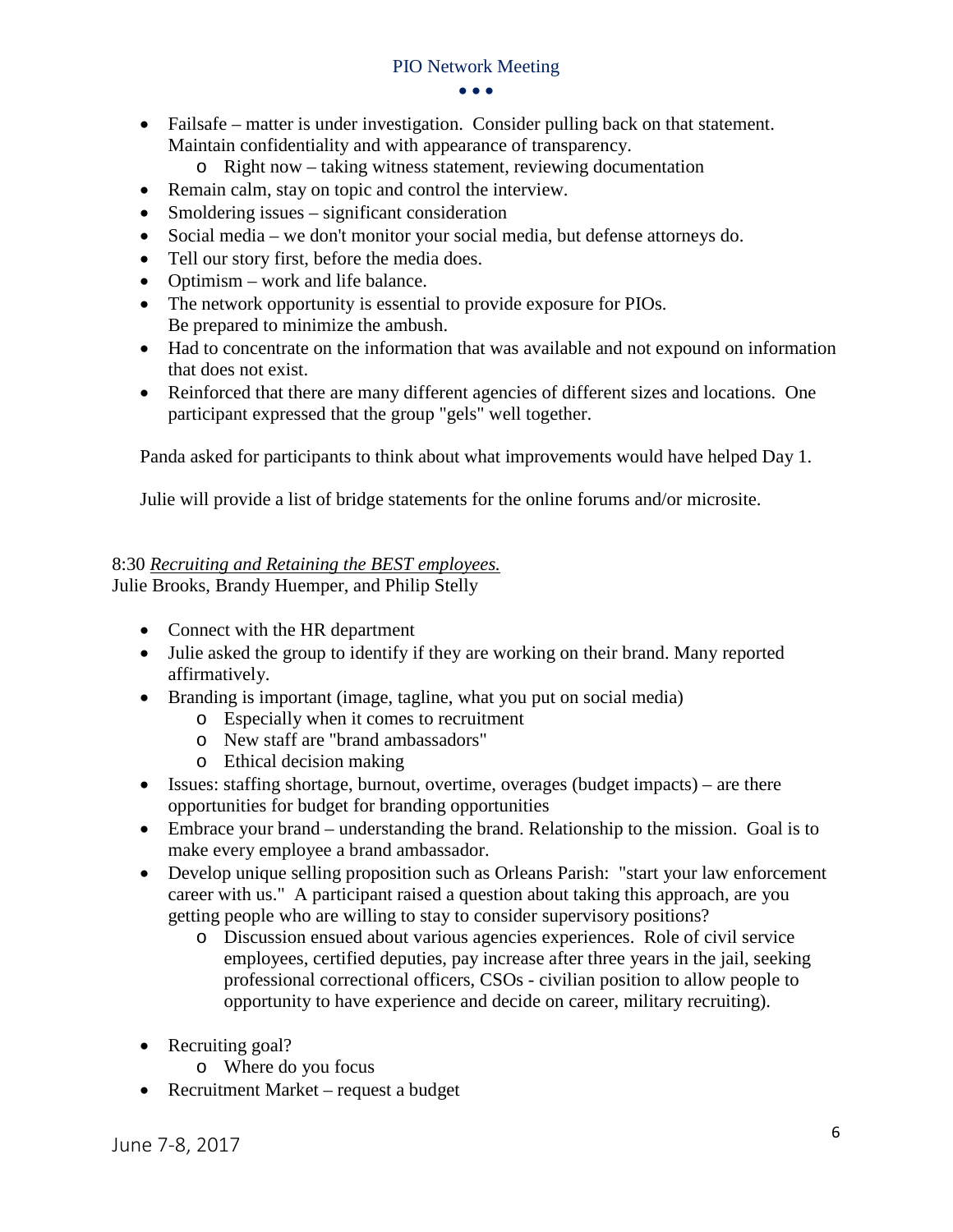- Failsafe – matter is under investigation. Consider pulling back on that statement. Maintain confidentiality and with appearance of transparency.
    - Right now – taking witness statement, reviewing documentation
- Remain calm, stay on topic and control the interview.
- Smoldering issues – significant consideration
- Social media – we don't monitor your social media, but defense attorneys do.
- Tell our story first, before the media does.
- Optimism – work and life balance.
- The network opportunity is essential to provide exposure for PIOs.
  Be prepared to minimize the ambush.
- Had to concentrate on the information that was available and not expound on information that does not exist.
- Reinforced that there are many different agencies of different sizes and locations. One participant expressed that the group "gels" well together.

Panda asked for participants to think about what improvements would have helped Day 1.

Julie will provide a list of bridge statements for the online forums and/or microsite.

8:30 *Recruiting and Retaining the BEST employees.*
Julie Brooks, Brandy Huemper, and Philip Stelly

- Connect with the HR department
- Julie asked the group to identify if they are working on their brand. Many reported affirmatively.
- Branding is important (image, tagline, what you put on social media)
    - Especially when it comes to recruitment
    - New staff are "brand ambassadors"
    - Ethical decision making
- Issues: staffing shortage, burnout, overtime, overages (budget impacts) – are there opportunities for budget for branding opportunities
- Embrace your brand – understanding the brand. Relationship to the mission. Goal is to make every employee a brand ambassador.
- Develop unique selling proposition such as Orleans Parish: "start your law enforcement career with us." A participant raised a question about taking this approach, are you getting people who are willing to stay to consider supervisory positions?
    - Discussion ensued about various agencies experiences. Role of civil service employees, certified deputies, pay increase after three years in the jail, seeking professional correctional officers, CSOs - civilian position to allow people to opportunity to have experience and decide on career, military recruiting).
- Recruiting goal?
    - Where do you focus
- Recruitment Market – request a budget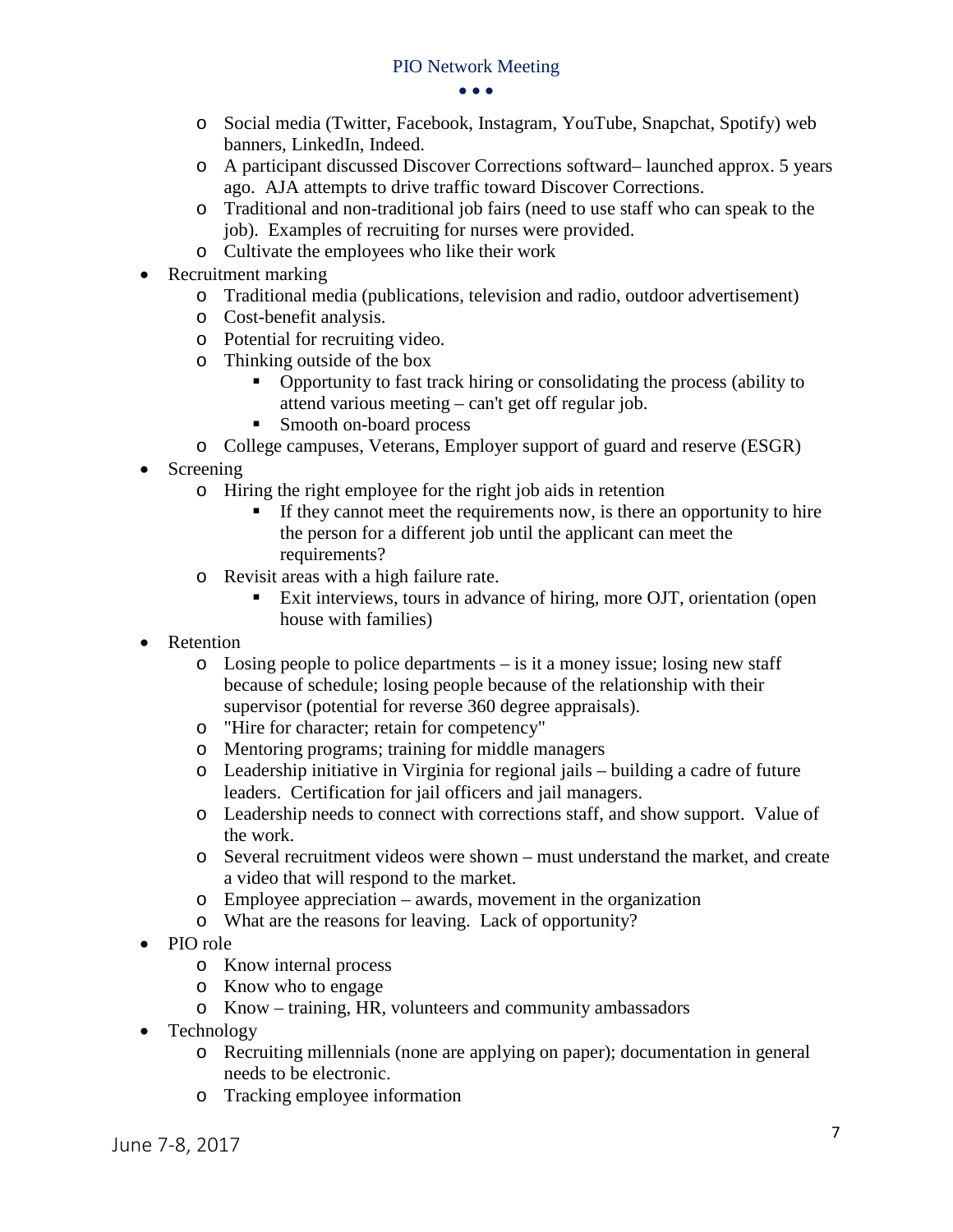- Social media (Twitter, Facebook, Instagram, YouTube, Snapchat, Spotify) web banners, LinkedIn, Indeed.
  - A participant discussed Discover Corrections softward– launched approx. 5 years ago. AJA attempts to drive traffic toward Discover Corrections.
  - Traditional and non-traditional job fairs (need to use staff who can speak to the job). Examples of recruiting for nurses were provided.
  - Cultivate the employees who like their work
- Recruitment marking
  - Traditional media (publications, television and radio, outdoor advertisement)
  - Cost-benefit analysis.
  - Potential for recruiting video.
  - Thinking outside of the box
    - Opportunity to fast track hiring or consolidating the process (ability to attend various meeting – can't get off regular job.
    - Smooth on-board process
  - College campuses, Veterans, Employer support of guard and reserve (ESGR)
- Screening
  - Hiring the right employee for the right job aids in retention
    - If they cannot meet the requirements now, is there an opportunity to hire the person for a different job until the applicant can meet the requirements?
  - Revisit areas with a high failure rate.
    - Exit interviews, tours in advance of hiring, more OJT, orientation (open house with families)
- Retention
  - Losing people to police departments – is it a money issue; losing new staff because of schedule; losing people because of the relationship with their supervisor (potential for reverse 360 degree appraisals).
  - "Hire for character; retain for competency"
  - Mentoring programs; training for middle managers
  - Leadership initiative in Virginia for regional jails – building a cadre of future leaders. Certification for jail officers and jail managers.
  - Leadership needs to connect with corrections staff, and show support. Value of the work.
  - Several recruitment videos were shown – must understand the market, and create a video that will respond to the market.
  - Employee appreciation – awards, movement in the organization
  - What are the reasons for leaving. Lack of opportunity?
- PIO role
  - Know internal process
  - Know who to engage
  - Know – training, HR, volunteers and community ambassadors
- Technology
  - Recruiting millennials (none are applying on paper); documentation in general needs to be electronic.
  - Tracking employee information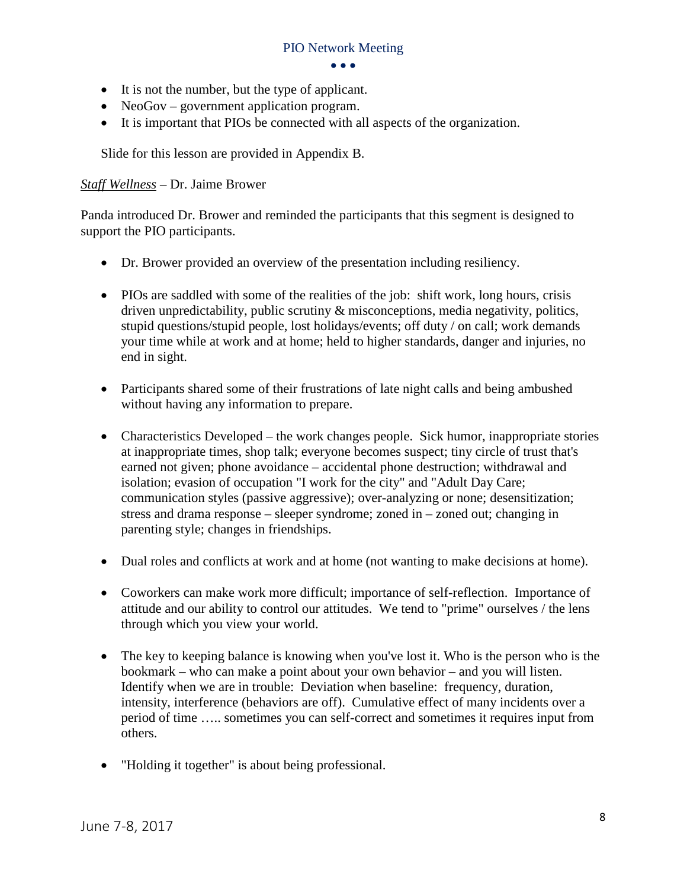- It is not the number, but the type of applicant.
- NeoGov – government application program.
- It is important that PIOs be connected with all aspects of the organization.

Slide for this lesson are provided in Appendix B.

*Staff Wellness* – Dr. Jaime Brower

Panda introduced Dr. Brower and reminded the participants that this segment is designed to support the PIO participants.

- Dr. Brower provided an overview of the presentation including resiliency.

- PIOs are saddled with some of the realities of the job: shift work, long hours, crisis driven unpredictability, public scrutiny & misconceptions, media negativity, politics, stupid questions/stupid people, lost holidays/events; off duty / on call; work demands your time while at work and at home; held to higher standards, danger and injuries, no end in sight.

- Participants shared some of their frustrations of late night calls and being ambushed without having any information to prepare.

- Characteristics Developed – the work changes people. Sick humor, inappropriate stories at inappropriate times, shop talk; everyone becomes suspect; tiny circle of trust that's earned not given; phone avoidance – accidental phone destruction; withdrawal and isolation; evasion of occupation "I work for the city" and "Adult Day Care; communication styles (passive aggressive); over-analyzing or none; desensitization; stress and drama response – sleeper syndrome; zoned in – zoned out; changing in parenting style; changes in friendships.

- Dual roles and conflicts at work and at home (not wanting to make decisions at home).

- Coworkers can make work more difficult; importance of self-reflection. Importance of attitude and our ability to control our attitudes. We tend to "prime" ourselves / the lens through which you view your world.

- The key to keeping balance is knowing when you've lost it. Who is the person who is the bookmark – who can make a point about your own behavior – and you will listen. Identify when we are in trouble: Deviation when baseline: frequency, duration, intensity, interference (behaviors are off). Cumulative effect of many incidents over a period of time ….. sometimes you can self-correct and sometimes it requires input from others.

- "Holding it together" is about being professional.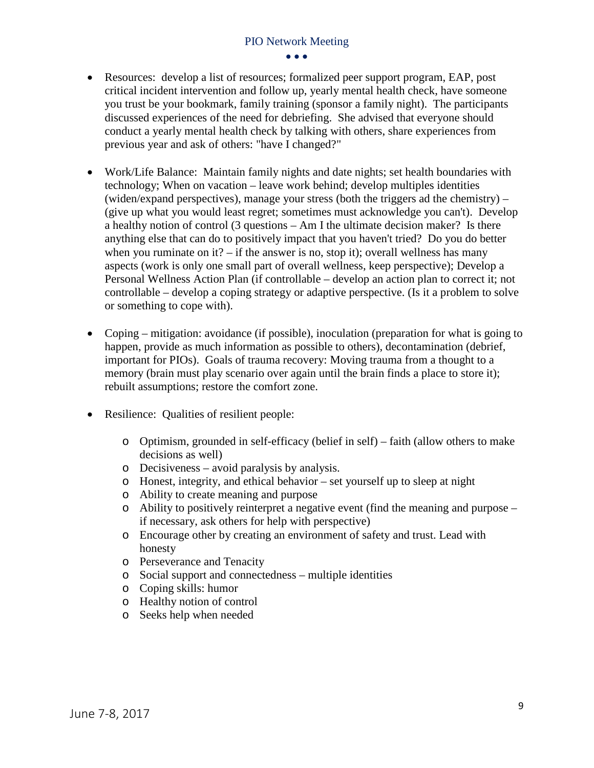- Resources: develop a list of resources; formalized peer support program, EAP, post critical incident intervention and follow up, yearly mental health check, have someone you trust be your bookmark, family training (sponsor a family night). The participants discussed experiences of the need for debriefing. She advised that everyone should conduct a yearly mental health check by talking with others, share experiences from previous year and ask of others: "have I changed?"

- Work/Life Balance: Maintain family nights and date nights; set health boundaries with technology; When on vacation – leave work behind; develop multiples identities (widen/expand perspectives), manage your stress (both the triggers ad the chemistry) – (give up what you would least regret; sometimes must acknowledge you can't). Develop a healthy notion of control (3 questions – Am I the ultimate decision maker? Is there anything else that can do to positively impact that you haven't tried? Do you do better when you ruminate on it? – if the answer is no, stop it); overall wellness has many aspects (work is only one small part of overall wellness, keep perspective); Develop a Personal Wellness Action Plan (if controllable – develop an action plan to correct it; not controllable – develop a coping strategy or adaptive perspective. (Is it a problem to solve or something to cope with).

- Coping – mitigation: avoidance (if possible), inoculation (preparation for what is going to happen, provide as much information as possible to others), decontamination (debrief, important for PIOs). Goals of trauma recovery: Moving trauma from a thought to a memory (brain must play scenario over again until the brain finds a place to store it); rebuilt assumptions; restore the comfort zone.

- Resilience: Qualities of resilient people:

  - Optimism, grounded in self-efficacy (belief in self) – faith (allow others to make decisions as well)
  - Decisiveness – avoid paralysis by analysis.
  - Honest, integrity, and ethical behavior – set yourself up to sleep at night
  - Ability to create meaning and purpose
  - Ability to positively reinterpret a negative event (find the meaning and purpose – if necessary, ask others for help with perspective)
  - Encourage other by creating an environment of safety and trust. Lead with honesty
  - Perseverance and Tenacity
  - Social support and connectedness – multiple identities
  - Coping skills: humor
  - Healthy notion of control
  - Seeks help when needed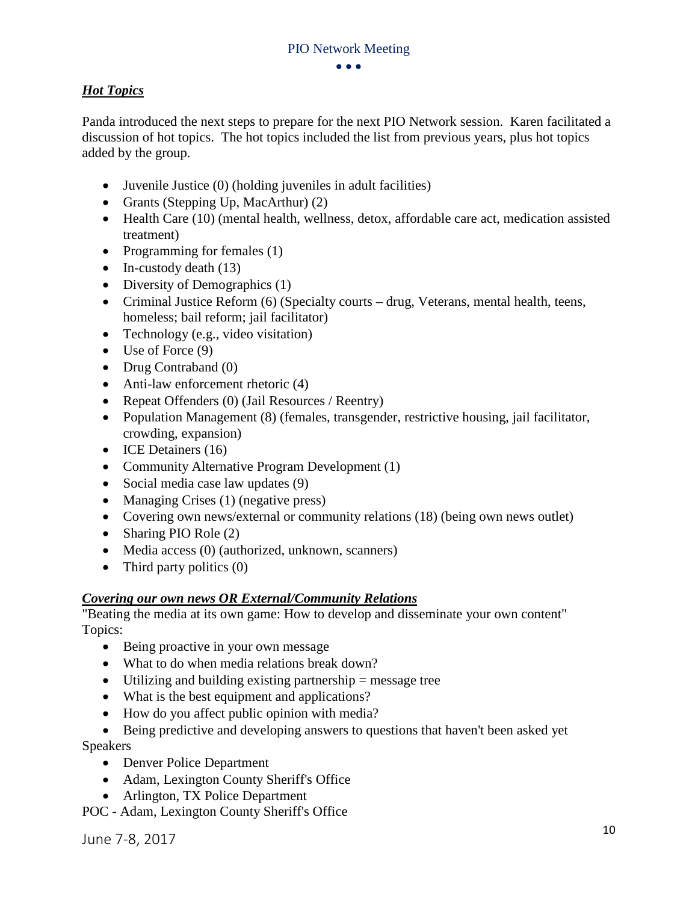## ***Hot Topics***

Panda introduced the next steps to prepare for the next PIO Network session. Karen facilitated a discussion of hot topics. The hot topics included the list from previous years, plus hot topics added by the group.

- Juvenile Justice (0) (holding juveniles in adult facilities)
- Grants (Stepping Up, MacArthur) (2)
- Health Care (10) (mental health, wellness, detox, affordable care act, medication assisted treatment)
- Programming for females (1)
- In-custody death (13)
- Diversity of Demographics (1)
- Criminal Justice Reform (6) (Specialty courts – drug, Veterans, mental health, teens, homeless; bail reform; jail facilitator)
- Technology (e.g., video visitation)
- Use of Force (9)
- Drug Contraband (0)
- Anti-law enforcement rhetoric (4)
- Repeat Offenders (0) (Jail Resources / Reentry)
- Population Management (8) (females, transgender, restrictive housing, jail facilitator, crowding, expansion)
- ICE Detainers (16)
- Community Alternative Program Development (1)
- Social media case law updates (9)
- Managing Crises (1) (negative press)
- Covering own news/external or community relations (18) (being own news outlet)
- Sharing PIO Role (2)
- Media access (0) (authorized, unknown, scanners)
- Third party politics (0)

## ***Covering our own news OR External/Community Relations***

"Beating the media at its own game: How to develop and disseminate your own content"

Topics:

- Being proactive in your own message
- What to do when media relations break down?
- Utilizing and building existing partnership = message tree
- What is the best equipment and applications?
- How do you affect public opinion with media?
- Being predictive and developing answers to questions that haven't been asked yet

Speakers

- Denver Police Department
- Adam, Lexington County Sheriff's Office
- Arlington, TX Police Department

POC - Adam, Lexington County Sheriff's Office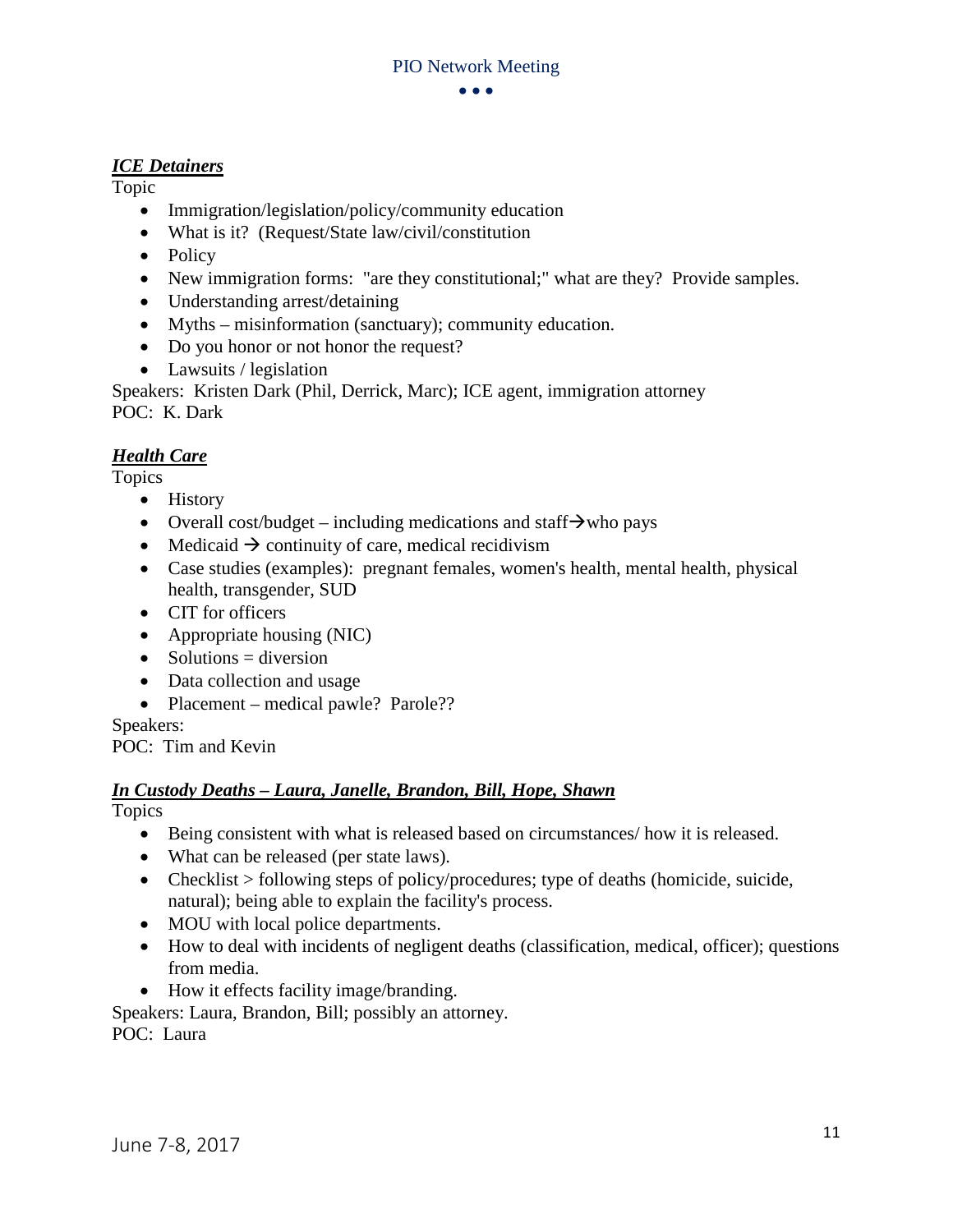***ICE Detainers***

Topic

- Immigration/legislation/policy/community education
- What is it? (Request/State law/civil/constitution
- Policy
- New immigration forms: "are they constitutional;" what are they? Provide samples.
- Understanding arrest/detaining
- Myths – misinformation (sanctuary); community education.
- Do you honor or not honor the request?
- Lawsuits / legislation

Speakers: Kristen Dark (Phil, Derrick, Marc); ICE agent, immigration attorney
POC: K. Dark

***Health Care***

Topics

- History
- Overall cost/budget – including medications and staff→who pays
- Medicaid → continuity of care, medical recidivism
- Case studies (examples): pregnant females, women's health, mental health, physical health, transgender, SUD
- CIT for officers
- Appropriate housing (NIC)
- Solutions = diversion
- Data collection and usage
- Placement – medical pawle? Parole??

Speakers:
POC: Tim and Kevin

***In Custody Deaths – Laura, Janelle, Brandon, Bill, Hope, Shawn***

Topics

- Being consistent with what is released based on circumstances/ how it is released.
- What can be released (per state laws).
- Checklist > following steps of policy/procedures; type of deaths (homicide, suicide, natural); being able to explain the facility's process.
- MOU with local police departments.
- How to deal with incidents of negligent deaths (classification, medical, officer); questions from media.
- How it effects facility image/branding.

Speakers: Laura, Brandon, Bill; possibly an attorney.
POC: Laura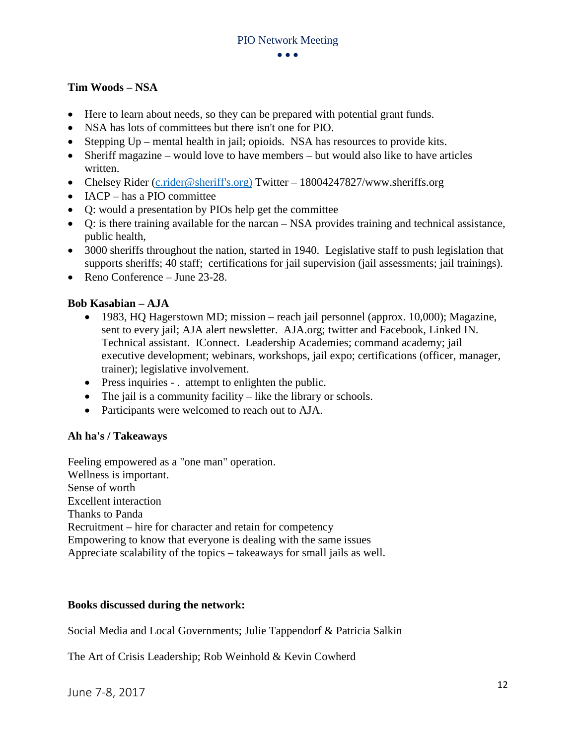**Tim Woods – NSA**

- Here to learn about needs, so they can be prepared with potential grant funds.
- NSA has lots of committees but there isn't one for PIO.
- Stepping Up – mental health in jail; opioids. NSA has resources to provide kits.
- Sheriff magazine – would love to have members – but would also like to have articles written.
- Chelsey Rider (c.rider@sheriff's.org) Twitter – 18004247827/www.sheriffs.org
- IACP – has a PIO committee
- Q: would a presentation by PIOs help get the committee
- Q: is there training available for the narcan – NSA provides training and technical assistance, public health,
- 3000 sheriffs throughout the nation, started in 1940. Legislative staff to push legislation that supports sheriffs; 40 staff; certifications for jail supervision (jail assessments; jail trainings).
- Reno Conference – June 23-28.

**Bob Kasabian – AJA**

- 1983, HQ Hagerstown MD; mission – reach jail personnel (approx. 10,000); Magazine, sent to every jail; AJA alert newsletter. AJA.org; twitter and Facebook, Linked IN. Technical assistant. IConnect. Leadership Academies; command academy; jail executive development; webinars, workshops, jail expo; certifications (officer, manager, trainer); legislative involvement.
- Press inquiries - . attempt to enlighten the public.
- The jail is a community facility – like the library or schools.
- Participants were welcomed to reach out to AJA.

**Ah ha's / Takeaways**

Feeling empowered as a "one man" operation.
Wellness is important.
Sense of worth
Excellent interaction
Thanks to Panda
Recruitment – hire for character and retain for competency
Empowering to know that everyone is dealing with the same issues
Appreciate scalability of the topics – takeaways for small jails as well.

**Books discussed during the network:**

Social Media and Local Governments; Julie Tappendorf & Patricia Salkin

The Art of Crisis Leadership; Rob Weinhold & Kevin Cowherd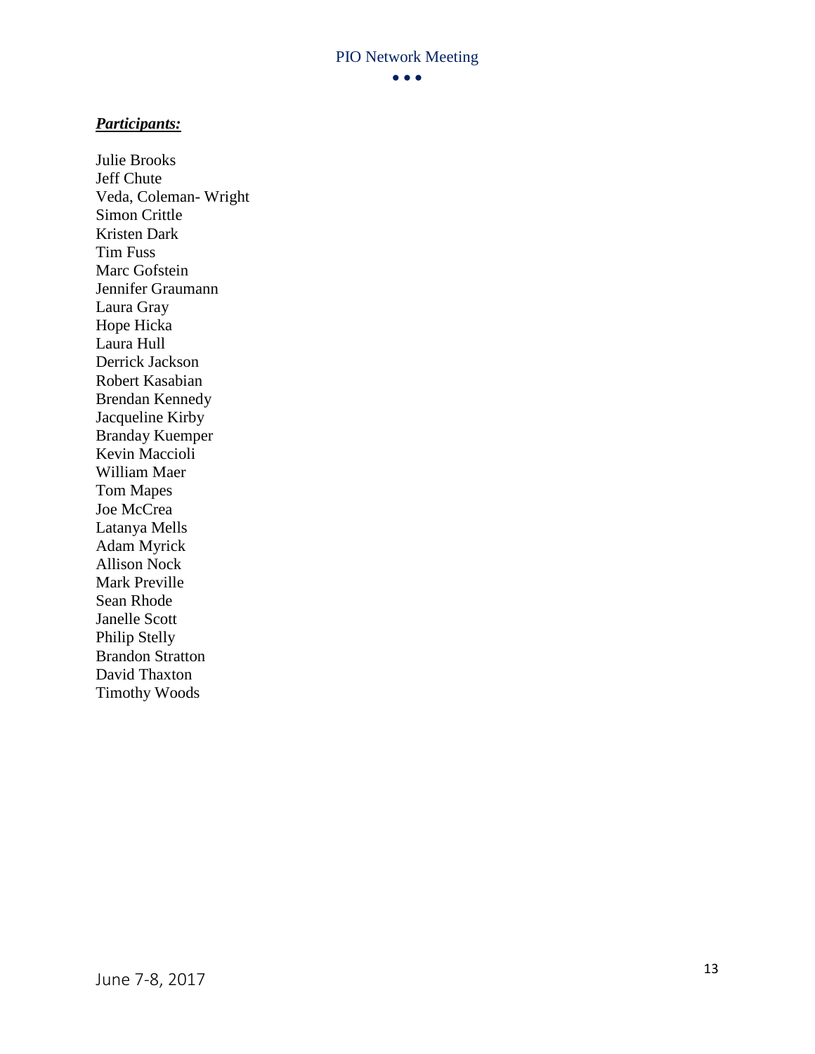***Participants:***

Julie Brooks
Jeff Chute
Veda, Coleman- Wright
Simon Crittle
Kristen Dark
Tim Fuss
Marc Gofstein
Jennifer Graumann
Laura Gray
Hope Hicka
Laura Hull
Derrick Jackson
Robert Kasabian
Brendan Kennedy
Jacqueline Kirby
Branday Kuemper
Kevin Maccioli
William Maer
Tom Mapes
Joe McCrea
Latanya Mells
Adam Myrick
Allison Nock
Mark Preville
Sean Rhode
Janelle Scott
Philip Stelly
Brandon Stratton
David Thaxton
Timothy Woods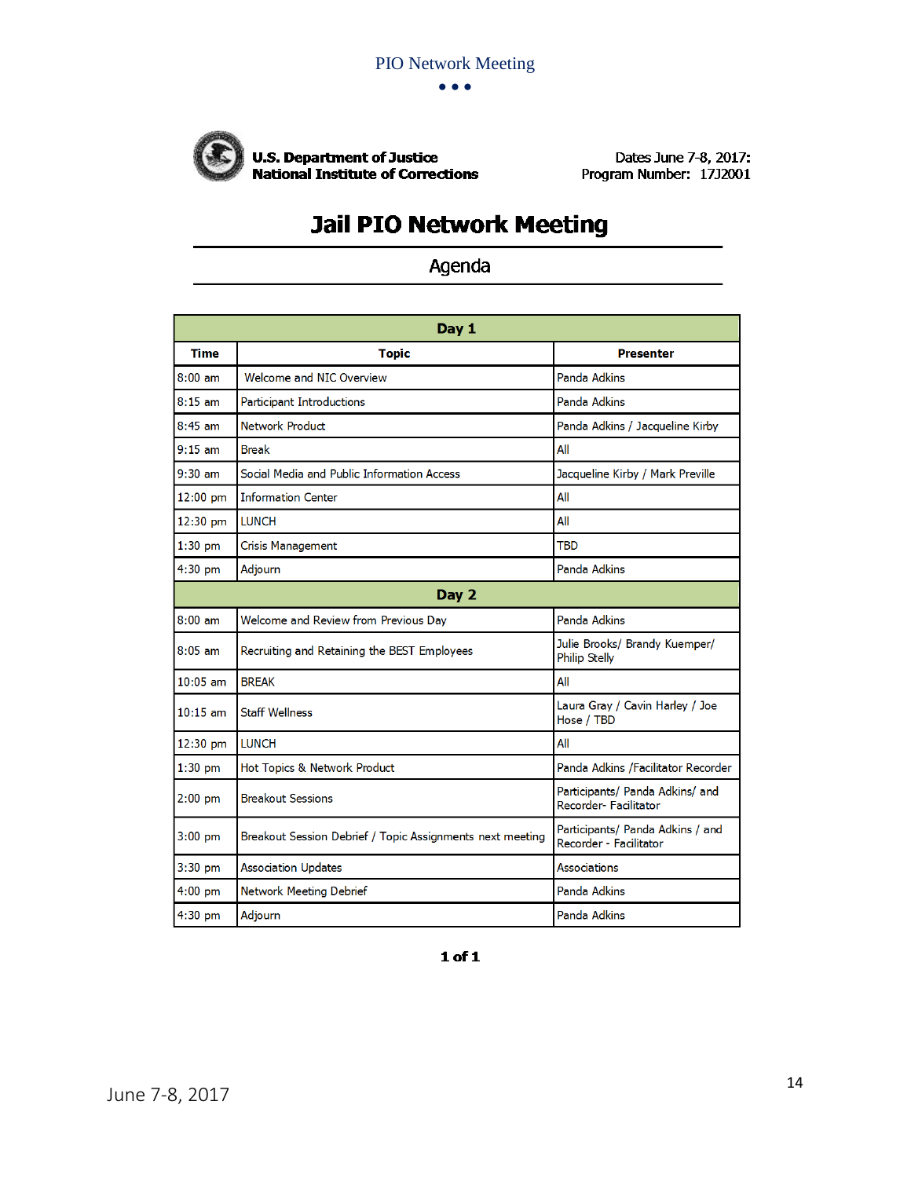U.S. Department of Justice
National Institute of Corrections

Dates June 7-8, 2017:
Program Number: 17J2001

# Jail PIO Network Meeting

## Agenda

| Time | Topic | Presenter |
|---|---|---|
| **Day 1** | | |
| 8:00 am | Welcome and NIC Overview | Panda Adkins |
| 8:15 am | Participant Introductions | Panda Adkins |
| 8:45 am | Network Product | Panda Adkins / Jacqueline Kirby |
| 9:15 am | Break | All |
| 9:30 am | Social Media and Public Information Access | Jacqueline Kirby / Mark Preville |
| 12:00 pm | Information Center | All |
| 12:30 pm | LUNCH | All |
| 1:30 pm | Crisis Management | TBD |
| 4:30 pm | Adjourn | Panda Adkins |
| **Day 2** | | |
| 8:00 am | Welcome and Review from Previous Day | Panda Adkins |
| 8:05 am | Recruiting and Retaining the BEST Employees | Julie Brooks/ Brandy Kuemper/ Philip Stelly |
| 10:05 am | BREAK | All |
| 10:15 am | Staff Wellness | Laura Gray / Cavin Harley / Joe Hose / TBD |
| 12:30 pm | LUNCH | All |
| 1:30 pm | Hot Topics & Network Product | Panda Adkins /Facilitator Recorder |
| 2:00 pm | Breakout Sessions | Participants/ Panda Adkins/ and Recorder- Facilitator |
| 3:00 pm | Breakout Session Debrief / Topic Assignments next meeting | Participants/ Panda Adkins / and Recorder - Facilitator |
| 3:30 pm | Association Updates | Associations |
| 4:00 pm | Network Meeting Debrief | Panda Adkins |
| 4:30 pm | Adjourn | Panda Adkins |